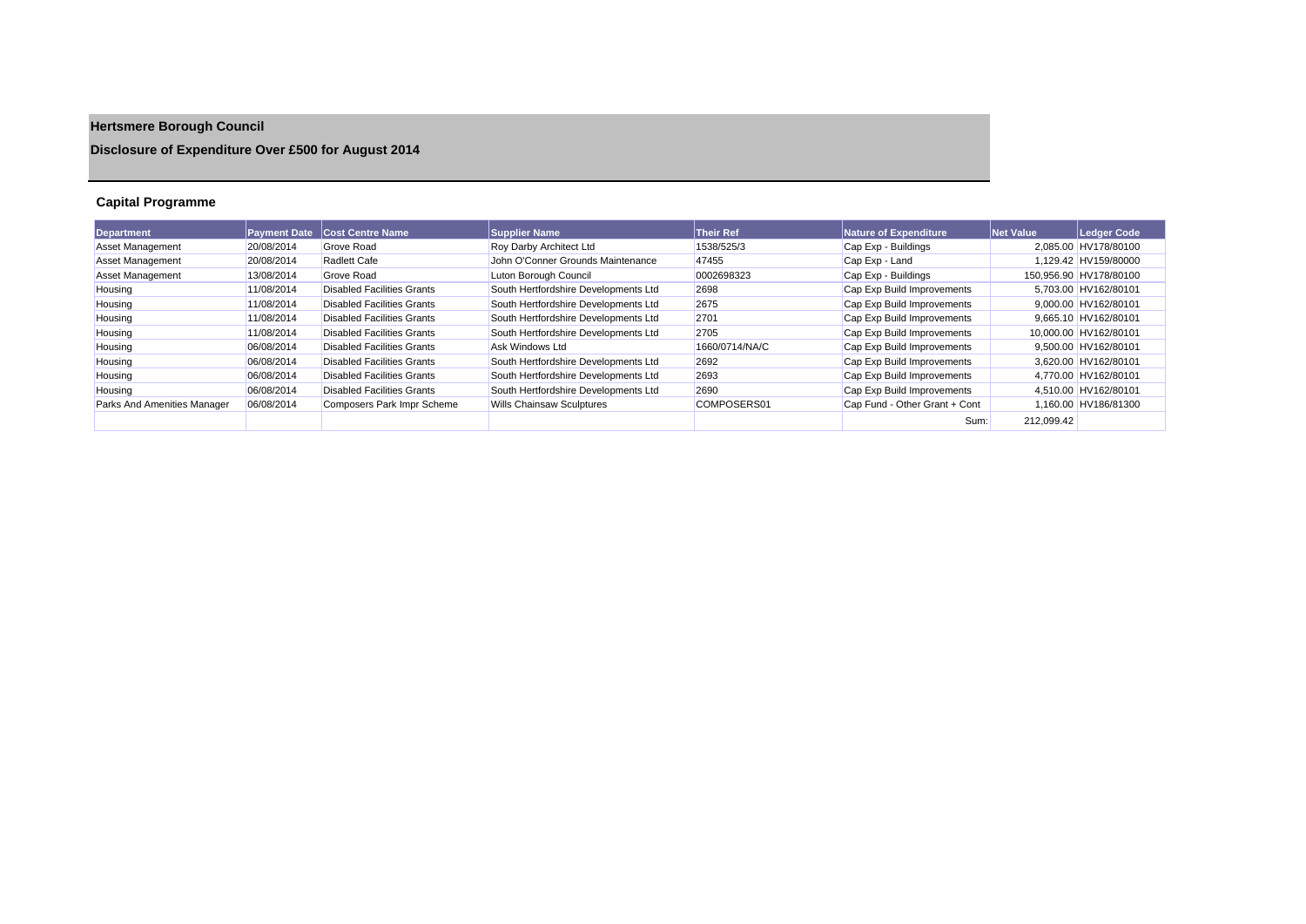# Hertsmere Borough Council

## Disclosure of Expenditure Over £500 for August 2014

### Capital Programme

| Department | Payment Date | Cost Centre Name | Supplier Name | Their Ref | Nature of Expenditure | Net Value | Ledger Code |
|---|---|---|---|---|---|---|---|
| Asset Management | 20/08/2014 | Grove Road | Roy Darby Architect Ltd | 1538/525/3 | Cap Exp - Buildings | 2,085.00 | HV178/80100 |
| Asset Management | 20/08/2014 | Radlett Cafe | John O'Conner Grounds Maintenance | 47455 | Cap Exp - Land | 1,129.42 | HV159/80000 |
| Asset Management | 13/08/2014 | Grove Road | Luton Borough Council | 0002698323 | Cap Exp - Buildings | 150,956.90 | HV178/80100 |
| Housing | 11/08/2014 | Disabled Facilities Grants | South Hertfordshire Developments Ltd | 2698 | Cap Exp Build Improvements | 5,703.00 | HV162/80101 |
| Housing | 11/08/2014 | Disabled Facilities Grants | South Hertfordshire Developments Ltd | 2675 | Cap Exp Build Improvements | 9,000.00 | HV162/80101 |
| Housing | 11/08/2014 | Disabled Facilities Grants | South Hertfordshire Developments Ltd | 2701 | Cap Exp Build Improvements | 9,665.10 | HV162/80101 |
| Housing | 11/08/2014 | Disabled Facilities Grants | South Hertfordshire Developments Ltd | 2705 | Cap Exp Build Improvements | 10,000.00 | HV162/80101 |
| Housing | 06/08/2014 | Disabled Facilities Grants | Ask Windows Ltd | 1660/0714/NA/C | Cap Exp Build Improvements | 9,500.00 | HV162/80101 |
| Housing | 06/08/2014 | Disabled Facilities Grants | South Hertfordshire Developments Ltd | 2692 | Cap Exp Build Improvements | 3,620.00 | HV162/80101 |
| Housing | 06/08/2014 | Disabled Facilities Grants | South Hertfordshire Developments Ltd | 2693 | Cap Exp Build Improvements | 4,770.00 | HV162/80101 |
| Housing | 06/08/2014 | Disabled Facilities Grants | South Hertfordshire Developments Ltd | 2690 | Cap Exp Build Improvements | 4,510.00 | HV162/80101 |
| Parks And Amenities Manager | 06/08/2014 | Composers Park Impr Scheme | Wills Chainsaw Sculptures | COMPOSERS01 | Cap Fund - Other Grant + Cont | 1,160.00 | HV186/81300 |
| | | | | | Sum: | 212,099.42 | |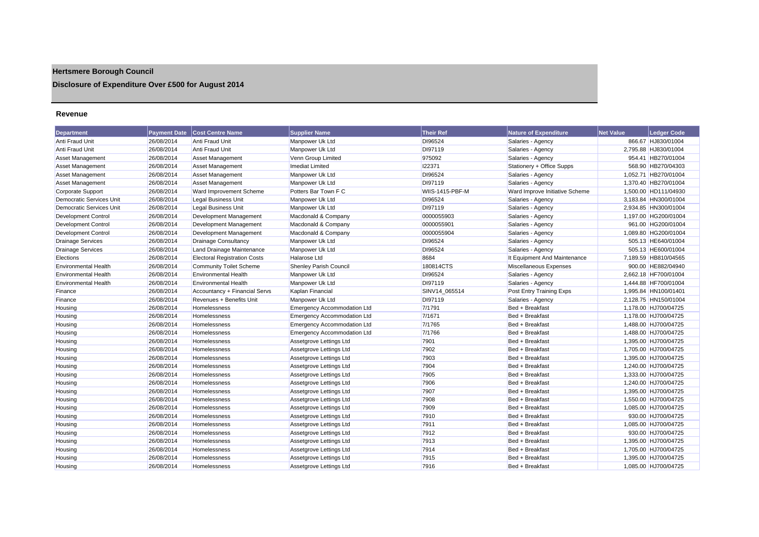# Hertsmere Borough Council

## Disclosure of Expenditure Over £500 for August 2014

### Revenue

| Department | Payment Date | Cost Centre Name | Supplier Name | Their Ref | Nature of Expenditure | Net Value | Ledger Code |
|---|---|---|---|---|---|---|---|
| Anti Fraud Unit | 26/08/2014 | Anti Fraud Unit | Manpower Uk Ltd | DI96524 | Salaries - Agency | 866.67 | HJ830/01004 |
| Anti Fraud Unit | 26/08/2014 | Anti Fraud Unit | Manpower Uk Ltd | DI97119 | Salaries - Agency | 2,795.88 | HJ830/01004 |
| Asset Management | 26/08/2014 | Asset Management | Venn Group Limited | 975092 | Salaries - Agency | 954.41 | HB270/01004 |
| Asset Management | 26/08/2014 | Asset Management | Imediat Limited | I22371 | Stationery + Office Supps | 568.90 | HB270/04303 |
| Asset Management | 26/08/2014 | Asset Management | Manpower Uk Ltd | DI96524 | Salaries - Agency | 1,052.71 | HB270/01004 |
| Asset Management | 26/08/2014 | Asset Management | Manpower Uk Ltd | DI97119 | Salaries - Agency | 1,370.40 | HB270/01004 |
| Corporate Support | 26/08/2014 | Ward Improvement Scheme | Potters Bar Town F C | WIIS-1415-PBF-M | Ward Improve Initiative Scheme | 1,500.00 | HD111/04930 |
| Democratic Services Unit | 26/08/2014 | Legal Business Unit | Manpower Uk Ltd | DI96524 | Salaries - Agency | 3,183.84 | HN300/01004 |
| Democratic Services Unit | 26/08/2014 | Legal Business Unit | Manpower Uk Ltd | DI97119 | Salaries - Agency | 2,934.85 | HN300/01004 |
| Development Control | 26/08/2014 | Development Management | Macdonald & Company | 0000055903 | Salaries - Agency | 1,197.00 | HG200/01004 |
| Development Control | 26/08/2014 | Development Management | Macdonald & Company | 0000055901 | Salaries - Agency | 961.00 | HG200/01004 |
| Development Control | 26/08/2014 | Development Management | Macdonald & Company | 0000055904 | Salaries - Agency | 1,089.80 | HG200/01004 |
| Drainage Services | 26/08/2014 | Drainage Consultancy | Manpower Uk Ltd | DI96524 | Salaries - Agency | 505.13 | HE640/01004 |
| Drainage Services | 26/08/2014 | Land Drainage Maintenance | Manpower Uk Ltd | DI96524 | Salaries - Agency | 505.13 | HE600/01004 |
| Elections | 26/08/2014 | Electoral Registration Costs | Halarose Ltd | 8684 | It Equipment And Maintenance | 7,189.59 | HB810/04565 |
| Environmental Health | 26/08/2014 | Community Toilet Scheme | Shenley Parish Council | 180814CTS | Miscellaneous Expenses | 900.00 | HE882/04940 |
| Environmental Health | 26/08/2014 | Environmental Health | Manpower Uk Ltd | DI96524 | Salaries - Agency | 2,662.18 | HF700/01004 |
| Environmental Health | 26/08/2014 | Environmental Health | Manpower Uk Ltd | DI97119 | Salaries - Agency | 1,444.88 | HF700/01004 |
| Finance | 26/08/2014 | Accountancy + Financial Servs | Kaplan Financial | SINV14_065514 | Post Entry Training Exps | 1,995.84 | HN100/01401 |
| Finance | 26/08/2014 | Revenues + Benefits Unit | Manpower Uk Ltd | DI97119 | Salaries - Agency | 2,128.75 | HN150/01004 |
| Housing | 26/08/2014 | Homelessness | Emergency Accommodation Ltd | 7/1791 | Bed + Breakfast | 1,178.00 | HJ700/04725 |
| Housing | 26/08/2014 | Homelessness | Emergency Accommodation Ltd | 7/1671 | Bed + Breakfast | 1,178.00 | HJ700/04725 |
| Housing | 26/08/2014 | Homelessness | Emergency Accommodation Ltd | 7/1765 | Bed + Breakfast | 1,488.00 | HJ700/04725 |
| Housing | 26/08/2014 | Homelessness | Emergency Accommodation Ltd | 7/1766 | Bed + Breakfast | 1,488.00 | HJ700/04725 |
| Housing | 26/08/2014 | Homelessness | Assetgrove Lettings Ltd | 7901 | Bed + Breakfast | 1,395.00 | HJ700/04725 |
| Housing | 26/08/2014 | Homelessness | Assetgrove Lettings Ltd | 7902 | Bed + Breakfast | 1,705.00 | HJ700/04725 |
| Housing | 26/08/2014 | Homelessness | Assetgrove Lettings Ltd | 7903 | Bed + Breakfast | 1,395.00 | HJ700/04725 |
| Housing | 26/08/2014 | Homelessness | Assetgrove Lettings Ltd | 7904 | Bed + Breakfast | 1,240.00 | HJ700/04725 |
| Housing | 26/08/2014 | Homelessness | Assetgrove Lettings Ltd | 7905 | Bed + Breakfast | 1,333.00 | HJ700/04725 |
| Housing | 26/08/2014 | Homelessness | Assetgrove Lettings Ltd | 7906 | Bed + Breakfast | 1,240.00 | HJ700/04725 |
| Housing | 26/08/2014 | Homelessness | Assetgrove Lettings Ltd | 7907 | Bed + Breakfast | 1,395.00 | HJ700/04725 |
| Housing | 26/08/2014 | Homelessness | Assetgrove Lettings Ltd | 7908 | Bed + Breakfast | 1,550.00 | HJ700/04725 |
| Housing | 26/08/2014 | Homelessness | Assetgrove Lettings Ltd | 7909 | Bed + Breakfast | 1,085.00 | HJ700/04725 |
| Housing | 26/08/2014 | Homelessness | Assetgrove Lettings Ltd | 7910 | Bed + Breakfast | 930.00 | HJ700/04725 |
| Housing | 26/08/2014 | Homelessness | Assetgrove Lettings Ltd | 7911 | Bed + Breakfast | 1,085.00 | HJ700/04725 |
| Housing | 26/08/2014 | Homelessness | Assetgrove Lettings Ltd | 7912 | Bed + Breakfast | 930.00 | HJ700/04725 |
| Housing | 26/08/2014 | Homelessness | Assetgrove Lettings Ltd | 7913 | Bed + Breakfast | 1,395.00 | HJ700/04725 |
| Housing | 26/08/2014 | Homelessness | Assetgrove Lettings Ltd | 7914 | Bed + Breakfast | 1,705.00 | HJ700/04725 |
| Housing | 26/08/2014 | Homelessness | Assetgrove Lettings Ltd | 7915 | Bed + Breakfast | 1,395.00 | HJ700/04725 |
| Housing | 26/08/2014 | Homelessness | Assetgrove Lettings Ltd | 7916 | Bed + Breakfast | 1,085.00 | HJ700/04725 |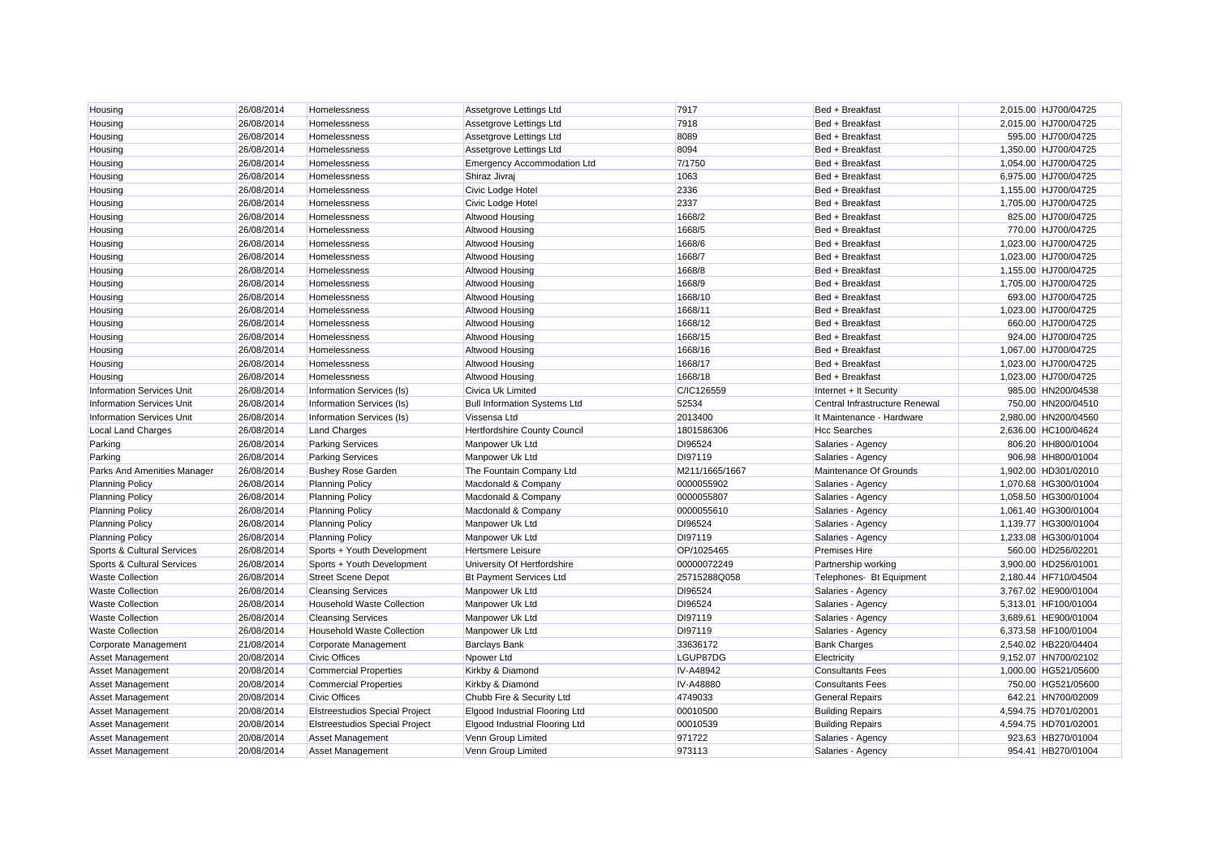| Housing | 26/08/2014 | Homelessness | Assetgrove Lettings Ltd | 7917 | Bed + Breakfast | 2,015.00 | HJ700/04725 |
|---|---|---|---|---|---|---|---|
| Housing | 26/08/2014 | Homelessness | Assetgrove Lettings Ltd | 7918 | Bed + Breakfast | 2,015.00 | HJ700/04725 |
| Housing | 26/08/2014 | Homelessness | Assetgrove Lettings Ltd | 8089 | Bed + Breakfast | 595.00 | HJ700/04725 |
| Housing | 26/08/2014 | Homelessness | Assetgrove Lettings Ltd | 8094 | Bed + Breakfast | 1,350.00 | HJ700/04725 |
| Housing | 26/08/2014 | Homelessness | Emergency Accommodation Ltd | 7/1750 | Bed + Breakfast | 1,054.00 | HJ700/04725 |
| Housing | 26/08/2014 | Homelessness | Shiraz Jivraj | 1063 | Bed + Breakfast | 6,975.00 | HJ700/04725 |
| Housing | 26/08/2014 | Homelessness | Civic Lodge Hotel | 2336 | Bed + Breakfast | 1,155.00 | HJ700/04725 |
| Housing | 26/08/2014 | Homelessness | Civic Lodge Hotel | 2337 | Bed + Breakfast | 1,705.00 | HJ700/04725 |
| Housing | 26/08/2014 | Homelessness | Altwood Housing | 1668/2 | Bed + Breakfast | 825.00 | HJ700/04725 |
| Housing | 26/08/2014 | Homelessness | Altwood Housing | 1668/5 | Bed + Breakfast | 770.00 | HJ700/04725 |
| Housing | 26/08/2014 | Homelessness | Altwood Housing | 1668/6 | Bed + Breakfast | 1,023.00 | HJ700/04725 |
| Housing | 26/08/2014 | Homelessness | Altwood Housing | 1668/7 | Bed + Breakfast | 1,023.00 | HJ700/04725 |
| Housing | 26/08/2014 | Homelessness | Altwood Housing | 1668/8 | Bed + Breakfast | 1,155.00 | HJ700/04725 |
| Housing | 26/08/2014 | Homelessness | Altwood Housing | 1668/9 | Bed + Breakfast | 1,705.00 | HJ700/04725 |
| Housing | 26/08/2014 | Homelessness | Altwood Housing | 1668/10 | Bed + Breakfast | 693.00 | HJ700/04725 |
| Housing | 26/08/2014 | Homelessness | Altwood Housing | 1668/11 | Bed + Breakfast | 1,023.00 | HJ700/04725 |
| Housing | 26/08/2014 | Homelessness | Altwood Housing | 1668/12 | Bed + Breakfast | 660.00 | HJ700/04725 |
| Housing | 26/08/2014 | Homelessness | Altwood Housing | 1668/15 | Bed + Breakfast | 924.00 | HJ700/04725 |
| Housing | 26/08/2014 | Homelessness | Altwood Housing | 1668/16 | Bed + Breakfast | 1,067.00 | HJ700/04725 |
| Housing | 26/08/2014 | Homelessness | Altwood Housing | 1668/17 | Bed + Breakfast | 1,023.00 | HJ700/04725 |
| Housing | 26/08/2014 | Homelessness | Altwood Housing | 1668/18 | Bed + Breakfast | 1,023.00 | HJ700/04725 |
| Information Services Unit | 26/08/2014 | Information Services (Is) | Civica Uk Limited | C/IC126559 | Internet + It Security | 985.00 | HN200/04538 |
| Information Services Unit | 26/08/2014 | Information Services (Is) | Bull Information Systems Ltd | 52534 | Central Infrastructure Renewal | 750.00 | HN200/04510 |
| Information Services Unit | 26/08/2014 | Information Services (Is) | Vissensa Ltd | 2013400 | It Maintenance - Hardware | 2,980.00 | HN200/04560 |
| Local Land Charges | 26/08/2014 | Land Charges | Hertfordshire County Council | 1801586306 | Hcc Searches | 2,636.00 | HC100/04624 |
| Parking | 26/08/2014 | Parking Services | Manpower Uk Ltd | DI96524 | Salaries - Agency | 806.20 | HH800/01004 |
| Parking | 26/08/2014 | Parking Services | Manpower Uk Ltd | DI97119 | Salaries - Agency | 906.98 | HH800/01004 |
| Parks And Amenities Manager | 26/08/2014 | Bushey Rose Garden | The Fountain Company Ltd | M211/1665/1667 | Maintenance Of Grounds | 1,902.00 | HD301/02010 |
| Planning Policy | 26/08/2014 | Planning Policy | Macdonald & Company | 0000055902 | Salaries - Agency | 1,070.68 | HG300/01004 |
| Planning Policy | 26/08/2014 | Planning Policy | Macdonald & Company | 0000055807 | Salaries - Agency | 1,058.50 | HG300/01004 |
| Planning Policy | 26/08/2014 | Planning Policy | Macdonald & Company | 0000055610 | Salaries - Agency | 1,061.40 | HG300/01004 |
| Planning Policy | 26/08/2014 | Planning Policy | Manpower Uk Ltd | DI96524 | Salaries - Agency | 1,139.77 | HG300/01004 |
| Planning Policy | 26/08/2014 | Planning Policy | Manpower Uk Ltd | DI97119 | Salaries - Agency | 1,233.08 | HG300/01004 |
| Sports & Cultural Services | 26/08/2014 | Sports + Youth Development | Hertsmere Leisure | OP/1025465 | Premises Hire | 560.00 | HD256/02201 |
| Sports & Cultural Services | 26/08/2014 | Sports + Youth Development | University Of Hertfordshire | 00000072249 | Partnership working | 3,900.00 | HD256/01001 |
| Waste Collection | 26/08/2014 | Street Scene Depot | Bt Payment Services Ltd | 25715288Q058 | Telephones- Bt Equipment | 2,180.44 | HF710/04504 |
| Waste Collection | 26/08/2014 | Cleansing Services | Manpower Uk Ltd | DI96524 | Salaries - Agency | 3,767.02 | HE900/01004 |
| Waste Collection | 26/08/2014 | Household Waste Collection | Manpower Uk Ltd | DI96524 | Salaries - Agency | 5,313.01 | HF100/01004 |
| Waste Collection | 26/08/2014 | Cleansing Services | Manpower Uk Ltd | DI97119 | Salaries - Agency | 3,689.61 | HE900/01004 |
| Waste Collection | 26/08/2014 | Household Waste Collection | Manpower Uk Ltd | DI97119 | Salaries - Agency | 6,373.58 | HF100/01004 |
| Corporate Management | 21/08/2014 | Corporate Management | Barclays Bank | 33636172 | Bank Charges | 2,540.02 | HB220/04404 |
| Asset Management | 20/08/2014 | Civic Offices | Npower Ltd | LGUP87DG | Electricity | 9,152.07 | HN700/02102 |
| Asset Management | 20/08/2014 | Commercial Properties | Kirkby & Diamond | IV-A48942 | Consultants Fees | 1,000.00 | HG521/05600 |
| Asset Management | 20/08/2014 | Commercial Properties | Kirkby & Diamond | IV-A48880 | Consultants Fees | 750.00 | HG521/05600 |
| Asset Management | 20/08/2014 | Civic Offices | Chubb Fire & Security Ltd | 4749033 | General Repairs | 642.21 | HN700/02009 |
| Asset Management | 20/08/2014 | Elstreestudios Special Project | Elgood Industrial Flooring Ltd | 00010500 | Building Repairs | 4,594.75 | HD701/02001 |
| Asset Management | 20/08/2014 | Elstreestudios Special Project | Elgood Industrial Flooring Ltd | 00010539 | Building Repairs | 4,594.75 | HD701/02001 |
| Asset Management | 20/08/2014 | Asset Management | Venn Group Limited | 971722 | Salaries - Agency | 923.63 | HB270/01004 |
| Asset Management | 20/08/2014 | Asset Management | Venn Group Limited | 973113 | Salaries - Agency | 954.41 | HB270/01004 |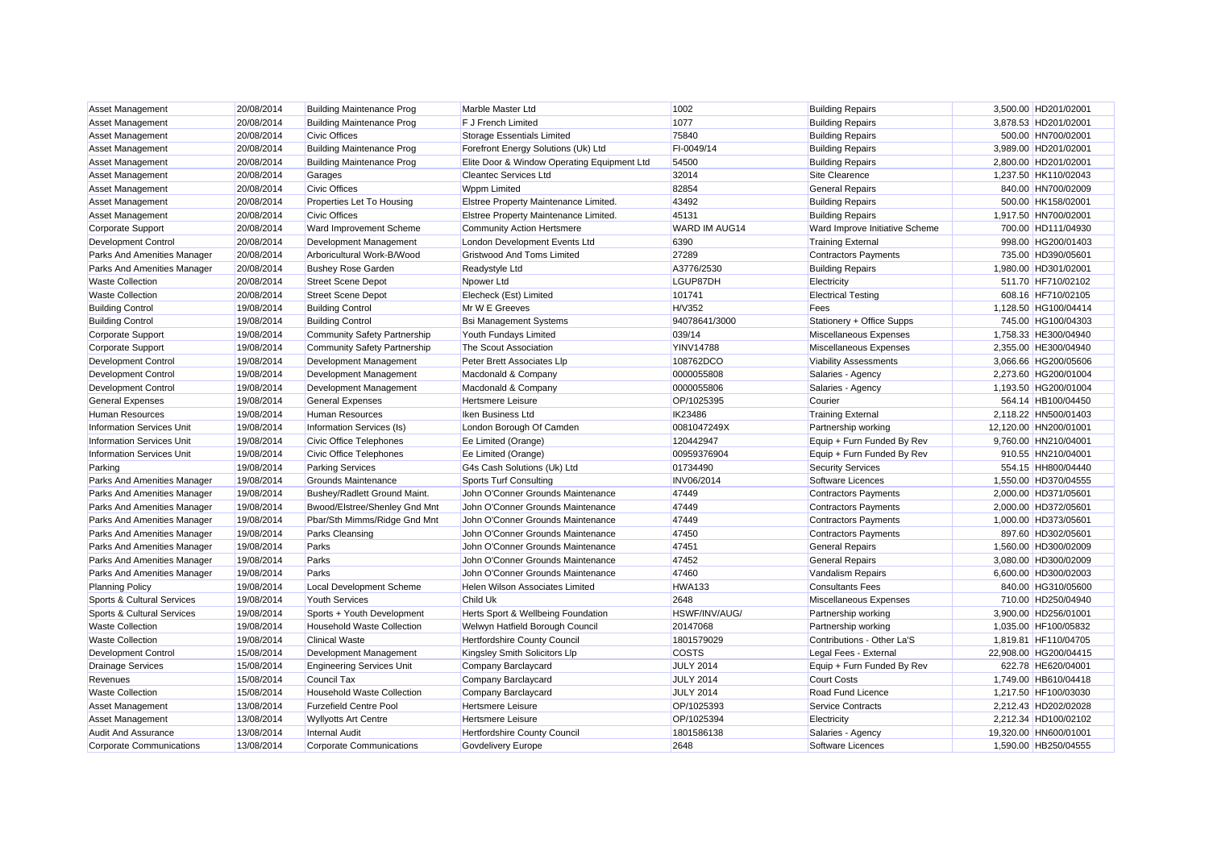| | | | | | | | |
|---|---|---|---|---|---|---|---|
| Asset Management | 20/08/2014 | Building Maintenance Prog | Marble Master Ltd | 1002 | Building Repairs | 3,500.00 | HD201/02001 |
| Asset Management | 20/08/2014 | Building Maintenance Prog | F J French Limited | 1077 | Building Repairs | 3,878.53 | HD201/02001 |
| Asset Management | 20/08/2014 | Civic Offices | Storage Essentials Limited | 75840 | Building Repairs | 500.00 | HN700/02001 |
| Asset Management | 20/08/2014 | Building Maintenance Prog | Forefront Energy Solutions (Uk) Ltd | FI-0049/14 | Building Repairs | 3,989.00 | HD201/02001 |
| Asset Management | 20/08/2014 | Building Maintenance Prog | Elite Door & Window Operating Equipment Ltd | 54500 | Building Repairs | 2,800.00 | HD201/02001 |
| Asset Management | 20/08/2014 | Garages | Cleantec Services Ltd | 32014 | Site Clearence | 1,237.50 | HK110/02043 |
| Asset Management | 20/08/2014 | Civic Offices | Wppm Limited | 82854 | General Repairs | 840.00 | HN700/02009 |
| Asset Management | 20/08/2014 | Properties Let To Housing | Elstree Property Maintenance Limited. | 43492 | Building Repairs | 500.00 | HK158/02001 |
| Asset Management | 20/08/2014 | Civic Offices | Elstree Property Maintenance Limited. | 45131 | Building Repairs | 1,917.50 | HN700/02001 |
| Corporate Support | 20/08/2014 | Ward Improvement Scheme | Community Action Hertsmere | WARD IM AUG14 | Ward Improve Initiative Scheme | 700.00 | HD111/04930 |
| Development Control | 20/08/2014 | Development Management | London Development Events Ltd | 6390 | Training External | 998.00 | HG200/01403 |
| Parks And Amenities Manager | 20/08/2014 | Arboricultural Work-B/Wood | Gristwood And Toms Limited | 27289 | Contractors Payments | 735.00 | HD390/05601 |
| Parks And Amenities Manager | 20/08/2014 | Bushey Rose Garden | Readystyle Ltd | A3776/2530 | Building Repairs | 1,980.00 | HD301/02001 |
| Waste Collection | 20/08/2014 | Street Scene Depot | Npower Ltd | LGUP87DH | Electricity | 511.70 | HF710/02102 |
| Waste Collection | 20/08/2014 | Street Scene Depot | Elecheck (Est) Limited | 101741 | Electrical Testing | 608.16 | HF710/02105 |
| Building Control | 19/08/2014 | Building Control | Mr W E Greeves | H/V352 | Fees | 1,128.50 | HG100/04414 |
| Building Control | 19/08/2014 | Building Control | Bsi Management Systems | 94078641/3000 | Stationery + Office Supps | 745.00 | HG100/04303 |
| Corporate Support | 19/08/2014 | Community Safety Partnership | Youth Fundays Limited | 039/14 | Miscellaneous Expenses | 1,758.33 | HE300/04940 |
| Corporate Support | 19/08/2014 | Community Safety Partnership | The Scout Association | YINV14788 | Miscellaneous Expenses | 2,355.00 | HE300/04940 |
| Development Control | 19/08/2014 | Development Management | Peter Brett Associates Llp | 108762DCO | Viability Assessments | 3,066.66 | HG200/05606 |
| Development Control | 19/08/2014 | Development Management | Macdonald & Company | 0000055808 | Salaries - Agency | 2,273.60 | HG200/01004 |
| Development Control | 19/08/2014 | Development Management | Macdonald & Company | 0000055806 | Salaries - Agency | 1,193.50 | HG200/01004 |
| General Expenses | 19/08/2014 | General Expenses | Hertsmere Leisure | OP/1025395 | Courier | 564.14 | HB100/04450 |
| Human Resources | 19/08/2014 | Human Resources | Iken Business Ltd | IK23486 | Training External | 2,118.22 | HN500/01403 |
| Information Services Unit | 19/08/2014 | Information Services (Is) | London Borough Of Camden | 0081047249X | Partnership working | 12,120.00 | HN200/01001 |
| Information Services Unit | 19/08/2014 | Civic Office Telephones | Ee Limited (Orange) | 120442947 | Equip + Furn Funded By Rev | 9,760.00 | HN210/04001 |
| Information Services Unit | 19/08/2014 | Civic Office Telephones | Ee Limited (Orange) | 00959376904 | Equip + Furn Funded By Rev | 910.55 | HN210/04001 |
| Parking | 19/08/2014 | Parking Services | G4s Cash Solutions (Uk) Ltd | 01734490 | Security Services | 554.15 | HH800/04440 |
| Parks And Amenities Manager | 19/08/2014 | Grounds Maintenance | Sports Turf Consulting | INV06/2014 | Software Licences | 1,550.00 | HD370/04555 |
| Parks And Amenities Manager | 19/08/2014 | Bushey/Radlett Ground Maint. | John O'Conner Grounds Maintenance | 47449 | Contractors Payments | 2,000.00 | HD371/05601 |
| Parks And Amenities Manager | 19/08/2014 | Bwood/Elstree/Shenley Gnd Mnt | John O'Conner Grounds Maintenance | 47449 | Contractors Payments | 2,000.00 | HD372/05601 |
| Parks And Amenities Manager | 19/08/2014 | Pbar/Sth Mimms/Ridge Gnd Mnt | John O'Conner Grounds Maintenance | 47449 | Contractors Payments | 1,000.00 | HD373/05601 |
| Parks And Amenities Manager | 19/08/2014 | Parks Cleansing | John O'Conner Grounds Maintenance | 47450 | Contractors Payments | 897.60 | HD302/05601 |
| Parks And Amenities Manager | 19/08/2014 | Parks | John O'Conner Grounds Maintenance | 47451 | General Repairs | 1,560.00 | HD300/02009 |
| Parks And Amenities Manager | 19/08/2014 | Parks | John O'Conner Grounds Maintenance | 47452 | General Repairs | 3,080.00 | HD300/02009 |
| Parks And Amenities Manager | 19/08/2014 | Parks | John O'Conner Grounds Maintenance | 47460 | Vandalism Repairs | 6,600.00 | HD300/02003 |
| Planning Policy | 19/08/2014 | Local Development Scheme | Helen Wilson Associates Limited | HWA133 | Consultants Fees | 840.00 | HG310/05600 |
| Sports & Cultural Services | 19/08/2014 | Youth Services | Child Uk | 2648 | Miscellaneous Expenses | 710.00 | HD250/04940 |
| Sports & Cultural Services | 19/08/2014 | Sports + Youth Development | Herts Sport & Wellbeing Foundation | HSWF/INV/AUG/ | Partnership working | 3,900.00 | HD256/01001 |
| Waste Collection | 19/08/2014 | Household Waste Collection | Welwyn Hatfield Borough Council | 20147068 | Partnership working | 1,035.00 | HF100/05832 |
| Waste Collection | 19/08/2014 | Clinical Waste | Hertfordshire County Council | 1801579029 | Contributions - Other La'S | 1,819.81 | HF110/04705 |
| Development Control | 15/08/2014 | Development Management | Kingsley Smith Solicitors Llp | COSTS | Legal Fees - External | 22,908.00 | HG200/04415 |
| Drainage Services | 15/08/2014 | Engineering Services Unit | Company Barclaycard | JULY 2014 | Equip + Furn Funded By Rev | 622.78 | HE620/04001 |
| Revenues | 15/08/2014 | Council Tax | Company Barclaycard | JULY 2014 | Court Costs | 1,749.00 | HB610/04418 |
| Waste Collection | 15/08/2014 | Household Waste Collection | Company Barclaycard | JULY 2014 | Road Fund Licence | 1,217.50 | HF100/03030 |
| Asset Management | 13/08/2014 | Furzefield Centre Pool | Hertsmere Leisure | OP/1025393 | Service Contracts | 2,212.43 | HD202/02028 |
| Asset Management | 13/08/2014 | Wyllyotts Art Centre | Hertsmere Leisure | OP/1025394 | Electricity | 2,212.34 | HD100/02102 |
| Audit And Assurance | 13/08/2014 | Internal Audit | Hertfordshire County Council | 1801586138 | Salaries - Agency | 19,320.00 | HN600/01001 |
| Corporate Communications | 13/08/2014 | Corporate Communications | Govdelivery Europe | 2648 | Software Licences | 1,590.00 | HB250/04555 |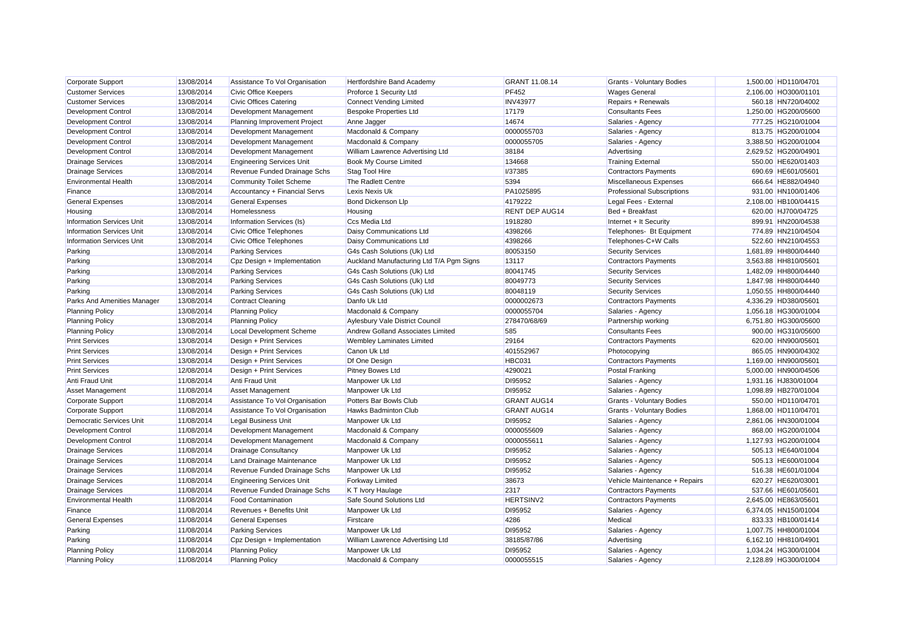| Corporate Support | 13/08/2014 | Assistance To Vol Organisation | Hertfordshire Band Academy | GRANT 11.08.14 | Grants - Voluntary Bodies | 1,500.00 | HD110/04701 |
|---|---|---|---|---|---|---|---|
| Customer Services | 13/08/2014 | Civic Office Keepers | Proforce 1 Security Ltd | PF452 | Wages General | 2,106.00 | HO300/01101 |
| Customer Services | 13/08/2014 | Civic Offices Catering | Connect Vending Limited | INV43977 | Repairs + Renewals | 560.18 | HN720/04002 |
| Development Control | 13/08/2014 | Development Management | Bespoke Properties Ltd | 17179 | Consultants Fees | 1,250.00 | HG200/05600 |
| Development Control | 13/08/2014 | Planning Improvement Project | Anne Jagger | 14674 | Salaries - Agency | 777.25 | HG210/01004 |
| Development Control | 13/08/2014 | Development Management | Macdonald & Company | 0000055703 | Salaries - Agency | 813.75 | HG200/01004 |
| Development Control | 13/08/2014 | Development Management | Macdonald & Company | 0000055705 | Salaries - Agency | 3,388.50 | HG200/01004 |
| Development Control | 13/08/2014 | Development Management | William Lawrence Advertising Ltd | 38184 | Advertising | 2,629.52 | HG200/04901 |
| Drainage Services | 13/08/2014 | Engineering Services Unit | Book My Course Limited | 134668 | Training External | 550.00 | HE620/01403 |
| Drainage Services | 13/08/2014 | Revenue Funded Drainage Schs | Stag Tool Hire | I/37385 | Contractors Payments | 690.69 | HE601/05601 |
| Environmental Health | 13/08/2014 | Community Toilet Scheme | The Radlett Centre | 5394 | Miscellaneous Expenses | 666.64 | HE882/04940 |
| Finance | 13/08/2014 | Accountancy + Financial Servs | Lexis Nexis Uk | PA1025895 | Professional Subscriptions | 931.00 | HN100/01406 |
| General Expenses | 13/08/2014 | General Expenses | Bond Dickenson Llp | 4179222 | Legal Fees - External | 2,108.00 | HB100/04415 |
| Housing | 13/08/2014 | Homelessness | Housing | RENT DEP AUG14 | Bed + Breakfast | 620.00 | HJ700/04725 |
| Information Services Unit | 13/08/2014 | Information Services (Is) | Ccs Media Ltd | 1918280 | Internet + It Security | 899.91 | HN200/04538 |
| Information Services Unit | 13/08/2014 | Civic Office Telephones | Daisy Communications Ltd | 4398266 | Telephones- Bt Equipment | 774.89 | HN210/04504 |
| Information Services Unit | 13/08/2014 | Civic Office Telephones | Daisy Communications Ltd | 4398266 | Telephones-C+W Calls | 522.60 | HN210/04553 |
| Parking | 13/08/2014 | Parking Services | G4s Cash Solutions (Uk) Ltd | 80053150 | Security Services | 1,681.89 | HH800/04440 |
| Parking | 13/08/2014 | Cpz Design + Implementation | Auckland Manufacturing Ltd T/A Pgm Signs | 13117 | Contractors Payments | 3,563.88 | HH810/05601 |
| Parking | 13/08/2014 | Parking Services | G4s Cash Solutions (Uk) Ltd | 80041745 | Security Services | 1,482.09 | HH800/04440 |
| Parking | 13/08/2014 | Parking Services | G4s Cash Solutions (Uk) Ltd | 80049773 | Security Services | 1,847.98 | HH800/04440 |
| Parking | 13/08/2014 | Parking Services | G4s Cash Solutions (Uk) Ltd | 80048119 | Security Services | 1,050.55 | HH800/04440 |
| Parks And Amenities Manager | 13/08/2014 | Contract Cleaning | Danfo Uk Ltd | 0000002673 | Contractors Payments | 4,336.29 | HD380/05601 |
| Planning Policy | 13/08/2014 | Planning Policy | Macdonald & Company | 0000055704 | Salaries - Agency | 1,056.18 | HG300/01004 |
| Planning Policy | 13/08/2014 | Planning Policy | Aylesbury Vale District Council | 278470/68/69 | Partnership working | 6,751.80 | HG300/05600 |
| Planning Policy | 13/08/2014 | Local Development Scheme | Andrew Golland Associates Limited | 585 | Consultants Fees | 900.00 | HG310/05600 |
| Print Services | 13/08/2014 | Design + Print Services | Wembley Laminates Limited | 29164 | Contractors Payments | 620.00 | HN900/05601 |
| Print Services | 13/08/2014 | Design + Print Services | Canon Uk Ltd | 401552967 | Photocopying | 865.05 | HN900/04302 |
| Print Services | 13/08/2014 | Design + Print Services | Df One Design | HBC031 | Contractors Payments | 1,169.00 | HN900/05601 |
| Print Services | 12/08/2014 | Design + Print Services | Pitney Bowes Ltd | 4290021 | Postal Franking | 5,000.00 | HN900/04506 |
| Anti Fraud Unit | 11/08/2014 | Anti Fraud Unit | Manpower Uk Ltd | DI95952 | Salaries - Agency | 1,931.16 | HJ830/01004 |
| Asset Management | 11/08/2014 | Asset Management | Manpower Uk Ltd | DI95952 | Salaries - Agency | 1,098.89 | HB270/01004 |
| Corporate Support | 11/08/2014 | Assistance To Vol Organisation | Potters Bar Bowls Club | GRANT AUG14 | Grants - Voluntary Bodies | 550.00 | HD110/04701 |
| Corporate Support | 11/08/2014 | Assistance To Vol Organisation | Hawks Badminton Club | GRANT AUG14 | Grants - Voluntary Bodies | 1,868.00 | HD110/04701 |
| Democratic Services Unit | 11/08/2014 | Legal Business Unit | Manpower Uk Ltd | DI95952 | Salaries - Agency | 2,861.06 | HN300/01004 |
| Development Control | 11/08/2014 | Development Management | Macdonald & Company | 0000055609 | Salaries - Agency | 868.00 | HG200/01004 |
| Development Control | 11/08/2014 | Development Management | Macdonald & Company | 0000055611 | Salaries - Agency | 1,127.93 | HG200/01004 |
| Drainage Services | 11/08/2014 | Drainage Consultancy | Manpower Uk Ltd | DI95952 | Salaries - Agency | 505.13 | HE640/01004 |
| Drainage Services | 11/08/2014 | Land Drainage Maintenance | Manpower Uk Ltd | DI95952 | Salaries - Agency | 505.13 | HE600/01004 |
| Drainage Services | 11/08/2014 | Revenue Funded Drainage Schs | Manpower Uk Ltd | DI95952 | Salaries - Agency | 516.38 | HE601/01004 |
| Drainage Services | 11/08/2014 | Engineering Services Unit | Forkway Limited | 38673 | Vehicle Maintenance + Repairs | 620.27 | HE620/03001 |
| Drainage Services | 11/08/2014 | Revenue Funded Drainage Schs | K T Ivory Haulage | 2317 | Contractors Payments | 537.66 | HE601/05601 |
| Environmental Health | 11/08/2014 | Food Contamination | Safe Sound Solutions Ltd | HERTSINV2 | Contractors Payments | 2,645.00 | HE863/05601 |
| Finance | 11/08/2014 | Revenues + Benefits Unit | Manpower Uk Ltd | DI95952 | Salaries - Agency | 6,374.05 | HN150/01004 |
| General Expenses | 11/08/2014 | General Expenses | Firstcare | 4286 | Medical | 833.33 | HB100/01414 |
| Parking | 11/08/2014 | Parking Services | Manpower Uk Ltd | DI95952 | Salaries - Agency | 1,007.75 | HH800/01004 |
| Parking | 11/08/2014 | Cpz Design + Implementation | William Lawrence Advertising Ltd | 38185/87/86 | Advertising | 6,162.10 | HH810/04901 |
| Planning Policy | 11/08/2014 | Planning Policy | Manpower Uk Ltd | DI95952 | Salaries - Agency | 1,034.24 | HG300/01004 |
| Planning Policy | 11/08/2014 | Planning Policy | Macdonald & Company | 0000055515 | Salaries - Agency | 2,128.89 | HG300/01004 |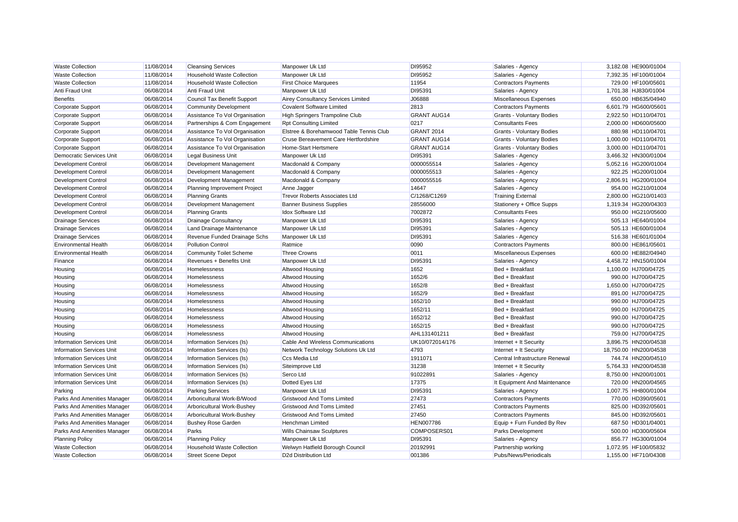| Waste Collection | 11/08/2014 | Cleansing Services | Manpower Uk Ltd | DI95952 | Salaries - Agency | 3,182.08 | HE900/01004 |
|---|---|---|---|---|---|---|---|
| Waste Collection | 11/08/2014 | Household Waste Collection | Manpower Uk Ltd | DI95952 | Salaries - Agency | 7,392.35 | HF100/01004 |
| Waste Collection | 11/08/2014 | Household Waste Collection | First Choice Marquees | 11954 | Contractors Payments | 729.00 | HF100/05601 |
| Anti Fraud Unit | 06/08/2014 | Anti Fraud Unit | Manpower Uk Ltd | DI95391 | Salaries - Agency | 1,701.38 | HJ830/01004 |
| Benefits | 06/08/2014 | Council Tax Benefit Support | Airey Consultancy Services Limited | J06888 | Miscellaneous Expenses | 650.00 | HB635/04940 |
| Corporate Support | 06/08/2014 | Community Development | Covalent Software Limited | 2813 | Contractors Payments | 6,601.79 | HG600/05601 |
| Corporate Support | 06/08/2014 | Assistance To Vol Organisation | High Springers Trampoline Club | GRANT AUG14 | Grants - Voluntary Bodies | 2,922.50 | HD110/04701 |
| Corporate Support | 06/08/2014 | Partnerships & Com Engagement | Rpt Consulting Limited | 0217 | Consultants Fees | 2,000.00 | HD600/05600 |
| Corporate Support | 06/08/2014 | Assistance To Vol Organisation | Elstree & Borehamwood Table Tennis Club | GRANT 2014 | Grants - Voluntary Bodies | 880.98 | HD110/04701 |
| Corporate Support | 06/08/2014 | Assistance To Vol Organisation | Cruse Bereavement Care Hertfordshire | GRANT AUG14 | Grants - Voluntary Bodies | 1,000.00 | HD110/04701 |
| Corporate Support | 06/08/2014 | Assistance To Vol Organisation | Home-Start Hertsmere | GRANT AUG14 | Grants - Voluntary Bodies | 3,000.00 | HD110/04701 |
| Democratic Services Unit | 06/08/2014 | Legal Business Unit | Manpower Uk Ltd | DI95391 | Salaries - Agency | 3,466.32 | HN300/01004 |
| Development Control | 06/08/2014 | Development Management | Macdonald & Company | 0000055514 | Salaries - Agency | 5,052.16 | HG200/01004 |
| Development Control | 06/08/2014 | Development Management | Macdonald & Company | 0000055513 | Salaries - Agency | 922.25 | HG200/01004 |
| Development Control | 06/08/2014 | Development Management | Macdonald & Company | 0000055516 | Salaries - Agency | 2,806.91 | HG200/01004 |
| Development Control | 06/08/2014 | Planning Improvement Project | Anne Jagger | 14647 | Salaries - Agency | 954.00 | HG210/01004 |
| Development Control | 06/08/2014 | Planning Grants | Trevor Roberts Associates Ltd | C/1268/C1269 | Training External | 2,800.00 | HG210/01403 |
| Development Control | 06/08/2014 | Development Management | Banner Business Supplies | 28556000 | Stationery + Office Supps | 1,319.34 | HG200/04303 |
| Development Control | 06/08/2014 | Planning Grants | Idox Software Ltd | 7002872 | Consultants Fees | 950.00 | HG210/05600 |
| Drainage Services | 06/08/2014 | Drainage Consultancy | Manpower Uk Ltd | DI95391 | Salaries - Agency | 505.13 | HE640/01004 |
| Drainage Services | 06/08/2014 | Land Drainage Maintenance | Manpower Uk Ltd | DI95391 | Salaries - Agency | 505.13 | HE600/01004 |
| Drainage Services | 06/08/2014 | Revenue Funded Drainage Schs | Manpower Uk Ltd | DI95391 | Salaries - Agency | 516.38 | HE601/01004 |
| Environmental Health | 06/08/2014 | Pollution Control | Ratmice | 0090 | Contractors Payments | 800.00 | HE861/05601 |
| Environmental Health | 06/08/2014 | Community Toilet Scheme | Three Crowns | 0011 | Miscellaneous Expenses | 600.00 | HE882/04940 |
| Finance | 06/08/2014 | Revenues + Benefits Unit | Manpower Uk Ltd | DI95391 | Salaries - Agency | 4,458.72 | HN150/01004 |
| Housing | 06/08/2014 | Homelessness | Altwood Housing | 1652 | Bed + Breakfast | 1,100.00 | HJ700/04725 |
| Housing | 06/08/2014 | Homelessness | Altwood Housing | 1652/6 | Bed + Breakfast | 990.00 | HJ700/04725 |
| Housing | 06/08/2014 | Homelessness | Altwood Housing | 1652/8 | Bed + Breakfast | 1,650.00 | HJ700/04725 |
| Housing | 06/08/2014 | Homelessness | Altwood Housing | 1652/9 | Bed + Breakfast | 891.00 | HJ700/04725 |
| Housing | 06/08/2014 | Homelessness | Altwood Housing | 1652/10 | Bed + Breakfast | 990.00 | HJ700/04725 |
| Housing | 06/08/2014 | Homelessness | Altwood Housing | 1652/11 | Bed + Breakfast | 990.00 | HJ700/04725 |
| Housing | 06/08/2014 | Homelessness | Altwood Housing | 1652/12 | Bed + Breakfast | 990.00 | HJ700/04725 |
| Housing | 06/08/2014 | Homelessness | Altwood Housing | 1652/15 | Bed + Breakfast | 990.00 | HJ700/04725 |
| Housing | 06/08/2014 | Homelessness | Altwood Housing | AHL131401211 | Bed + Breakfast | 759.00 | HJ700/04725 |
| Information Services Unit | 06/08/2014 | Information Services (Is) | Cable And Wireless Communications | UK10/072014/176 | Internet + It Security | 3,896.75 | HN200/04538 |
| Information Services Unit | 06/08/2014 | Information Services (Is) | Network Technology Solutions Uk Ltd | 4793 | Internet + It Security | 18,750.00 | HN200/04538 |
| Information Services Unit | 06/08/2014 | Information Services (Is) | Ccs Media Ltd | 1911071 | Central Infrastructure Renewal | 744.74 | HN200/04510 |
| Information Services Unit | 06/08/2014 | Information Services (Is) | Siteimprove Ltd | 31238 | Internet + It Security | 5,764.33 | HN200/04538 |
| Information Services Unit | 06/08/2014 | Information Services (Is) | Serco Ltd | 91022891 | Salaries - Agency | 8,750.00 | HN200/01001 |
| Information Services Unit | 06/08/2014 | Information Services (Is) | Dotted Eyes Ltd | 17375 | It Equipment And Maintenance | 720.00 | HN200/04565 |
| Parking | 06/08/2014 | Parking Services | Manpower Uk Ltd | DI95391 | Salaries - Agency | 1,007.75 | HH800/01004 |
| Parks And Amenities Manager | 06/08/2014 | Arboricultural Work-B/Wood | Gristwood And Toms Limited | 27473 | Contractors Payments | 770.00 | HD390/05601 |
| Parks And Amenities Manager | 06/08/2014 | Arboricultural Work-Bushey | Gristwood And Toms Limited | 27451 | Contractors Payments | 825.00 | HD392/05601 |
| Parks And Amenities Manager | 06/08/2014 | Arboricultural Work-Bushey | Gristwood And Toms Limited | 27450 | Contractors Payments | 845.00 | HD392/05601 |
| Parks And Amenities Manager | 06/08/2014 | Bushey Rose Garden | Henchman Limited | HEN007786 | Equip + Furn Funded By Rev | 687.50 | HD301/04001 |
| Parks And Amenities Manager | 06/08/2014 | Parks | Wills Chainsaw Sculptures | COMPOSERS01 | Parks Development | 500.00 | HD300/05604 |
| Planning Policy | 06/08/2014 | Planning Policy | Manpower Uk Ltd | DI95391 | Salaries - Agency | 856.77 | HG300/01004 |
| Waste Collection | 06/08/2014 | Household Waste Collection | Welwyn Hatfield Borough Council | 20192991 | Partnership working | 1,072.95 | HF100/05832 |
| Waste Collection | 06/08/2014 | Street Scene Depot | D2d Distribution Ltd | 001386 | Pubs/News/Periodicals | 1,155.00 | HF710/04308 |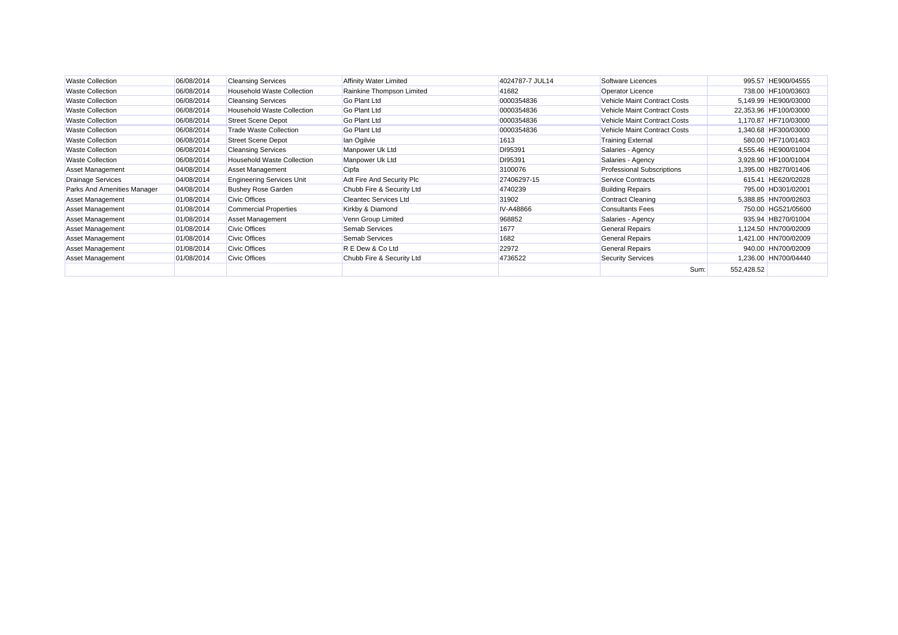| | | | | | | | |
|---|---|---|---|---|---|---|---|
| Waste Collection | 06/08/2014 | Cleansing Services | Affinity Water Limited | 4024787-7 JUL14 | Software Licences | 995.57 | HE900/04555 |
| Waste Collection | 06/08/2014 | Household Waste Collection | Rainkine Thompson Limited | 41682 | Operator Licence | 738.00 | HF100/03603 |
| Waste Collection | 06/08/2014 | Cleansing Services | Go Plant Ltd | 0000354836 | Vehicle Maint Contract Costs | 5,149.99 | HE900/03000 |
| Waste Collection | 06/08/2014 | Household Waste Collection | Go Plant Ltd | 0000354836 | Vehicle Maint Contract Costs | 22,353.96 | HF100/03000 |
| Waste Collection | 06/08/2014 | Street Scene Depot | Go Plant Ltd | 0000354836 | Vehicle Maint Contract Costs | 1,170.87 | HF710/03000 |
| Waste Collection | 06/08/2014 | Trade Waste Collection | Go Plant Ltd | 0000354836 | Vehicle Maint Contract Costs | 1,340.68 | HF300/03000 |
| Waste Collection | 06/08/2014 | Street Scene Depot | Ian Ogilvie | 1613 | Training External | 580.00 | HF710/01403 |
| Waste Collection | 06/08/2014 | Cleansing Services | Manpower Uk Ltd | DI95391 | Salaries - Agency | 4,555.46 | HE900/01004 |
| Waste Collection | 06/08/2014 | Household Waste Collection | Manpower Uk Ltd | DI95391 | Salaries - Agency | 3,928.90 | HF100/01004 |
| Asset Management | 04/08/2014 | Asset Management | Cipfa | 3100076 | Professional Subscriptions | 1,395.00 | HB270/01406 |
| Drainage Services | 04/08/2014 | Engineering Services Unit | Adt Fire And Security Plc | 27406297-15 | Service Contracts | 615.41 | HE620/02028 |
| Parks And Amenities Manager | 04/08/2014 | Bushey Rose Garden | Chubb Fire & Security Ltd | 4740239 | Building Repairs | 795.00 | HD301/02001 |
| Asset Management | 01/08/2014 | Civic Offices | Cleantec Services Ltd | 31902 | Contract Cleaning | 5,388.85 | HN700/02603 |
| Asset Management | 01/08/2014 | Commercial Properties | Kirkby & Diamond | IV-A48866 | Consultants Fees | 750.00 | HG521/05600 |
| Asset Management | 01/08/2014 | Asset Management | Venn Group Limited | 968852 | Salaries - Agency | 935.94 | HB270/01004 |
| Asset Management | 01/08/2014 | Civic Offices | Semab Services | 1677 | General Repairs | 1,124.50 | HN700/02009 |
| Asset Management | 01/08/2014 | Civic Offices | Semab Services | 1682 | General Repairs | 1,421.00 | HN700/02009 |
| Asset Management | 01/08/2014 | Civic Offices | R E Dew & Co Ltd | 22972 | General Repairs | 940.00 | HN700/02009 |
| Asset Management | 01/08/2014 | Civic Offices | Chubb Fire & Security Ltd | 4736522 | Security Services | 1,236.00 | HN700/04440 |
| | | | | | Sum: | 552,428.52 | |